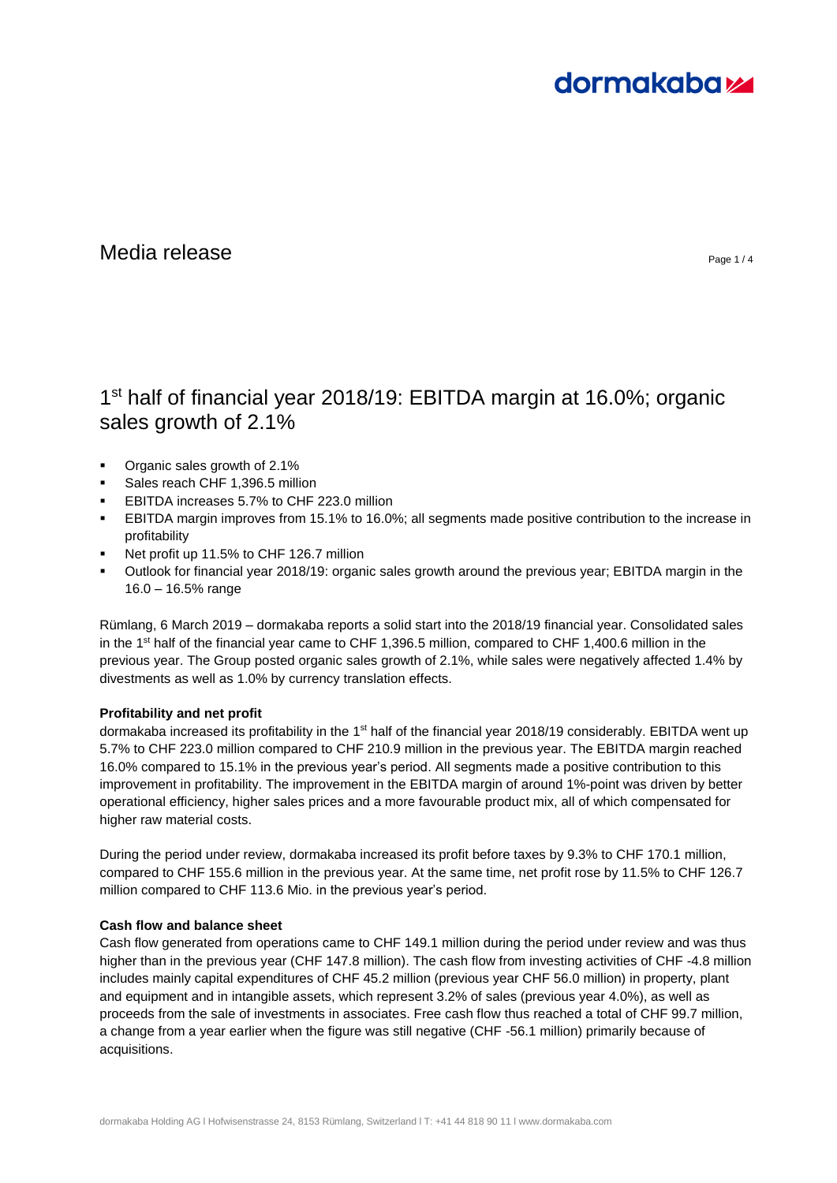Media release

# 1st half of financial year 2018/19: EBITDA margin at 16.0%; organic sales growth of 2.1%

- Organic sales growth of 2.1%
- Sales reach CHF 1,396.5 million
- EBITDA increases 5.7% to CHF 223.0 million
- EBITDA margin improves from 15.1% to 16.0%; all segments made positive contribution to the increase in profitability
- Net profit up 11.5% to CHF 126.7 million
- Outlook for financial year 2018/19: organic sales growth around the previous year; EBITDA margin in the 16.0 – 16.5% range

Rümlang, 6 March 2019 – dormakaba reports a solid start into the 2018/19 financial year. Consolidated sales in the 1st half of the financial year came to CHF 1,396.5 million, compared to CHF 1,400.6 million in the previous year. The Group posted organic sales growth of 2.1%, while sales were negatively affected 1.4% by divestments as well as 1.0% by currency translation effects.

**Profitability and net profit**

dormakaba increased its profitability in the 1st half of the financial year 2018/19 considerably. EBITDA went up 5.7% to CHF 223.0 million compared to CHF 210.9 million in the previous year. The EBITDA margin reached 16.0% compared to 15.1% in the previous year's period. All segments made a positive contribution to this improvement in profitability. The improvement in the EBITDA margin of around 1%-point was driven by better operational efficiency, higher sales prices and a more favourable product mix, all of which compensated for higher raw material costs.

During the period under review, dormakaba increased its profit before taxes by 9.3% to CHF 170.1 million, compared to CHF 155.6 million in the previous year. At the same time, net profit rose by 11.5% to CHF 126.7 million compared to CHF 113.6 Mio. in the previous year's period.

**Cash flow and balance sheet**

Cash flow generated from operations came to CHF 149.1 million during the period under review and was thus higher than in the previous year (CHF 147.8 million). The cash flow from investing activities of CHF -4.8 million includes mainly capital expenditures of CHF 45.2 million (previous year CHF 56.0 million) in property, plant and equipment and in intangible assets, which represent 3.2% of sales (previous year 4.0%), as well as proceeds from the sale of investments in associates. Free cash flow thus reached a total of CHF 99.7 million, a change from a year earlier when the figure was still negative (CHF -56.1 million) primarily because of acquisitions.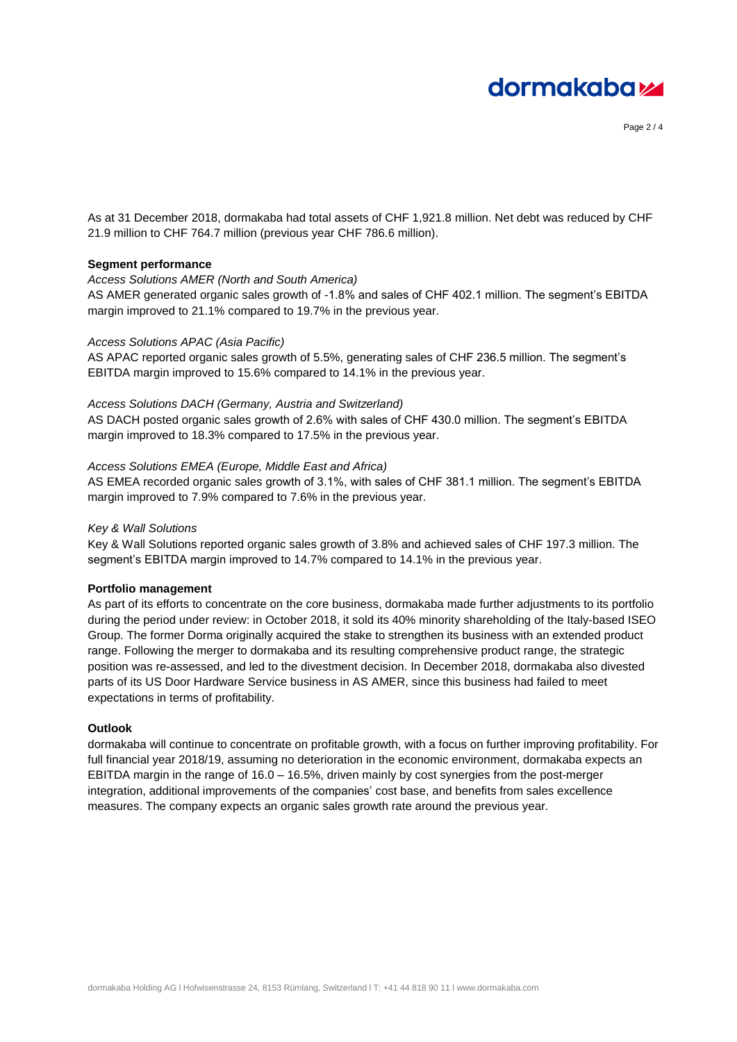As at 31 December 2018, dormakaba had total assets of CHF 1,921.8 million. Net debt was reduced by CHF 21.9 million to CHF 764.7 million (previous year CHF 786.6 million).

**Segment performance**

*Access Solutions AMER (North and South America)*

AS AMER generated organic sales growth of -1.8% and sales of CHF 402.1 million. The segment's EBITDA margin improved to 21.1% compared to 19.7% in the previous year.

*Access Solutions APAC (Asia Pacific)*

AS APAC reported organic sales growth of 5.5%, generating sales of CHF 236.5 million. The segment's EBITDA margin improved to 15.6% compared to 14.1% in the previous year.

*Access Solutions DACH (Germany, Austria and Switzerland)*

AS DACH posted organic sales growth of 2.6% with sales of CHF 430.0 million. The segment's EBITDA margin improved to 18.3% compared to 17.5% in the previous year.

*Access Solutions EMEA (Europe, Middle East and Africa)*

AS EMEA recorded organic sales growth of 3.1%, with sales of CHF 381.1 million. The segment's EBITDA margin improved to 7.9% compared to 7.6% in the previous year.

*Key & Wall Solutions*

Key & Wall Solutions reported organic sales growth of 3.8% and achieved sales of CHF 197.3 million. The segment's EBITDA margin improved to 14.7% compared to 14.1% in the previous year.

**Portfolio management**

As part of its efforts to concentrate on the core business, dormakaba made further adjustments to its portfolio during the period under review: in October 2018, it sold its 40% minority shareholding of the Italy-based ISEO Group. The former Dorma originally acquired the stake to strengthen its business with an extended product range. Following the merger to dormakaba and its resulting comprehensive product range, the strategic position was re-assessed, and led to the divestment decision. In December 2018, dormakaba also divested parts of its US Door Hardware Service business in AS AMER, since this business had failed to meet expectations in terms of profitability.

**Outlook**

dormakaba will continue to concentrate on profitable growth, with a focus on further improving profitability. For full financial year 2018/19, assuming no deterioration in the economic environment, dormakaba expects an EBITDA margin in the range of 16.0 – 16.5%, driven mainly by cost synergies from the post-merger integration, additional improvements of the companies' cost base, and benefits from sales excellence measures. The company expects an organic sales growth rate around the previous year.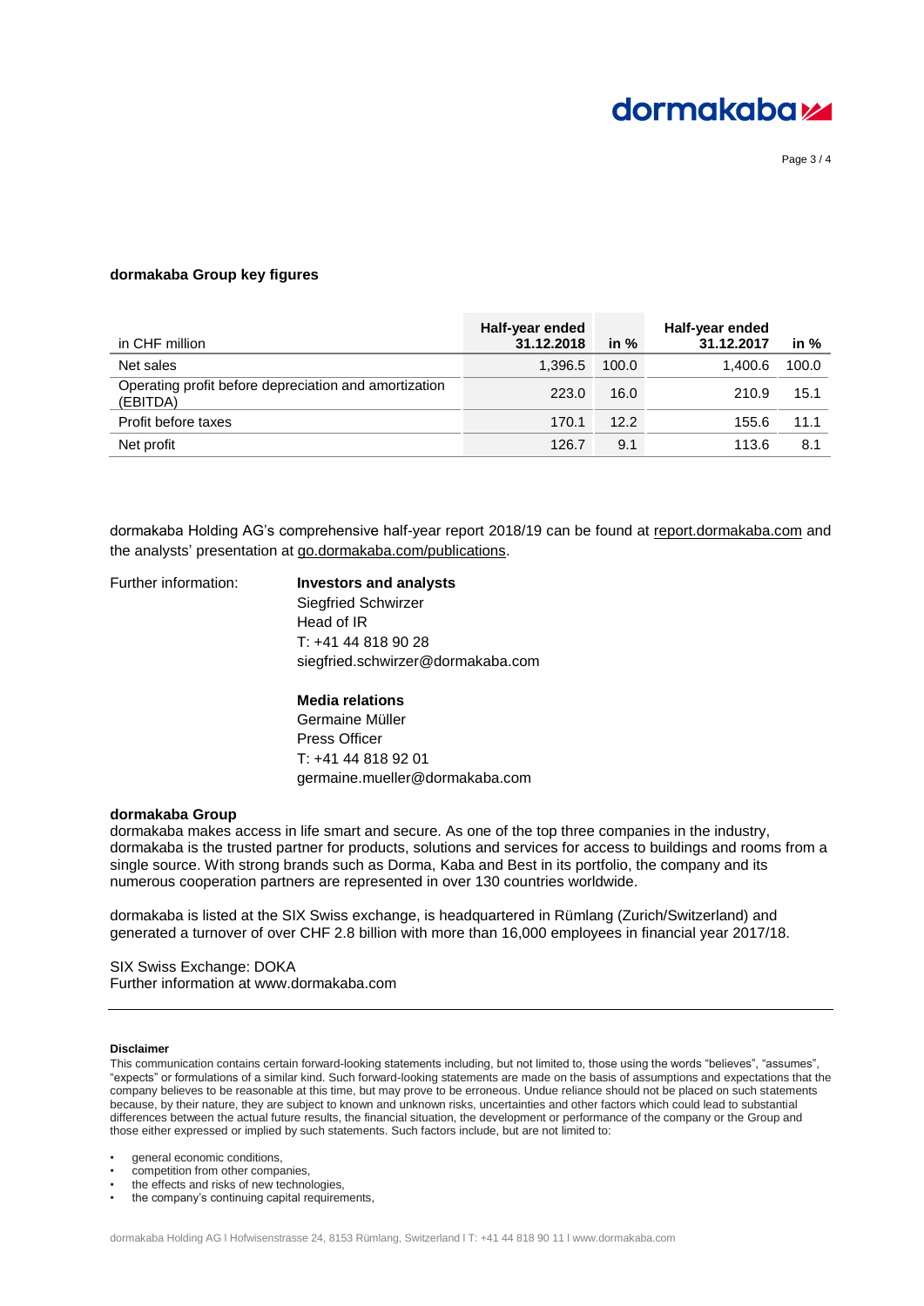**dormakaba Group key figures**

| in CHF million | Half-year ended 31.12.2018 | in % | Half-year ended 31.12.2017 | in % |
|---|---|---|---|---|
| Net sales | 1,396.5 | 100.0 | 1,400.6 | 100.0 |
| Operating profit before depreciation and amortization (EBITDA) | 223.0 | 16.0 | 210.9 | 15.1 |
| Profit before taxes | 170.1 | 12.2 | 155.6 | 11.1 |
| Net profit | 126.7 | 9.1 | 113.6 | 8.1 |

dormakaba Holding AG's comprehensive half-year report 2018/19 can be found at report.dormakaba.com and the analysts' presentation at go.dormakaba.com/publications.

Further information:

**Investors and analysts**
Siegfried Schwirzer
Head of IR
T: +41 44 818 90 28
siegfried.schwirzer@dormakaba.com

**Media relations**
Germaine Müller
Press Officer
T: +41 44 818 92 01
germaine.mueller@dormakaba.com

**dormakaba Group**

dormakaba makes access in life smart and secure. As one of the top three companies in the industry, dormakaba is the trusted partner for products, solutions and services for access to buildings and rooms from a single source. With strong brands such as Dorma, Kaba and Best in its portfolio, the company and its numerous cooperation partners are represented in over 130 countries worldwide.

dormakaba is listed at the SIX Swiss exchange, is headquartered in Rümlang (Zurich/Switzerland) and generated a turnover of over CHF 2.8 billion with more than 16,000 employees in financial year 2017/18.

SIX Swiss Exchange: DOKA
Further information at www.dormakaba.com

---

**Disclaimer**

This communication contains certain forward-looking statements including, but not limited to, those using the words "believes", "assumes", "expects" or formulations of a similar kind. Such forward-looking statements are made on the basis of assumptions and expectations that the company believes to be reasonable at this time, but may prove to be erroneous. Undue reliance should not be placed on such statements because, by their nature, they are subject to known and unknown risks, uncertainties and other factors which could lead to substantial differences between the actual future results, the financial situation, the development or performance of the company or the Group and those either expressed or implied by such statements. Such factors include, but are not limited to:

- general economic conditions,
- competition from other companies,
- the effects and risks of new technologies,
- the company's continuing capital requirements,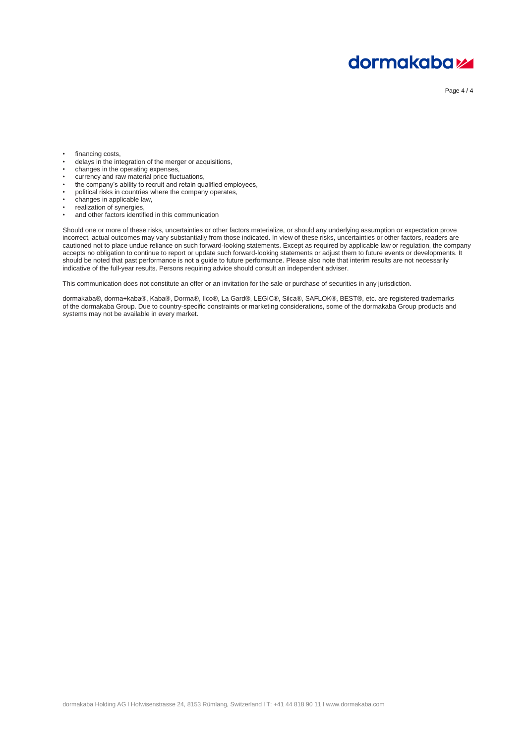- financing costs,
- delays in the integration of the merger or acquisitions,
- changes in the operating expenses,
- currency and raw material price fluctuations,
- the company's ability to recruit and retain qualified employees,
- political risks in countries where the company operates,
- changes in applicable law,
- realization of synergies,
- and other factors identified in this communication

Should one or more of these risks, uncertainties or other factors materialize, or should any underlying assumption or expectation prove incorrect, actual outcomes may vary substantially from those indicated. In view of these risks, uncertainties or other factors, readers are cautioned not to place undue reliance on such forward-looking statements. Except as required by applicable law or regulation, the company accepts no obligation to continue to report or update such forward-looking statements or adjust them to future events or developments. It should be noted that past performance is not a guide to future performance. Please also note that interim results are not necessarily indicative of the full-year results. Persons requiring advice should consult an independent adviser.

This communication does not constitute an offer or an invitation for the sale or purchase of securities in any jurisdiction.

dormakaba®, dorma+kaba®, Kaba®, Dorma®, Ilco®, La Gard®, LEGIC®, Silca®, SAFLOK®, BEST®, etc. are registered trademarks of the dormakaba Group. Due to country-specific constraints or marketing considerations, some of the dormakaba Group products and systems may not be available in every market.

dormakaba Holding AG l Hofwisenstrasse 24, 8153 Rümlang, Switzerland l T: +41 44 818 90 11 l www.dormakaba.com